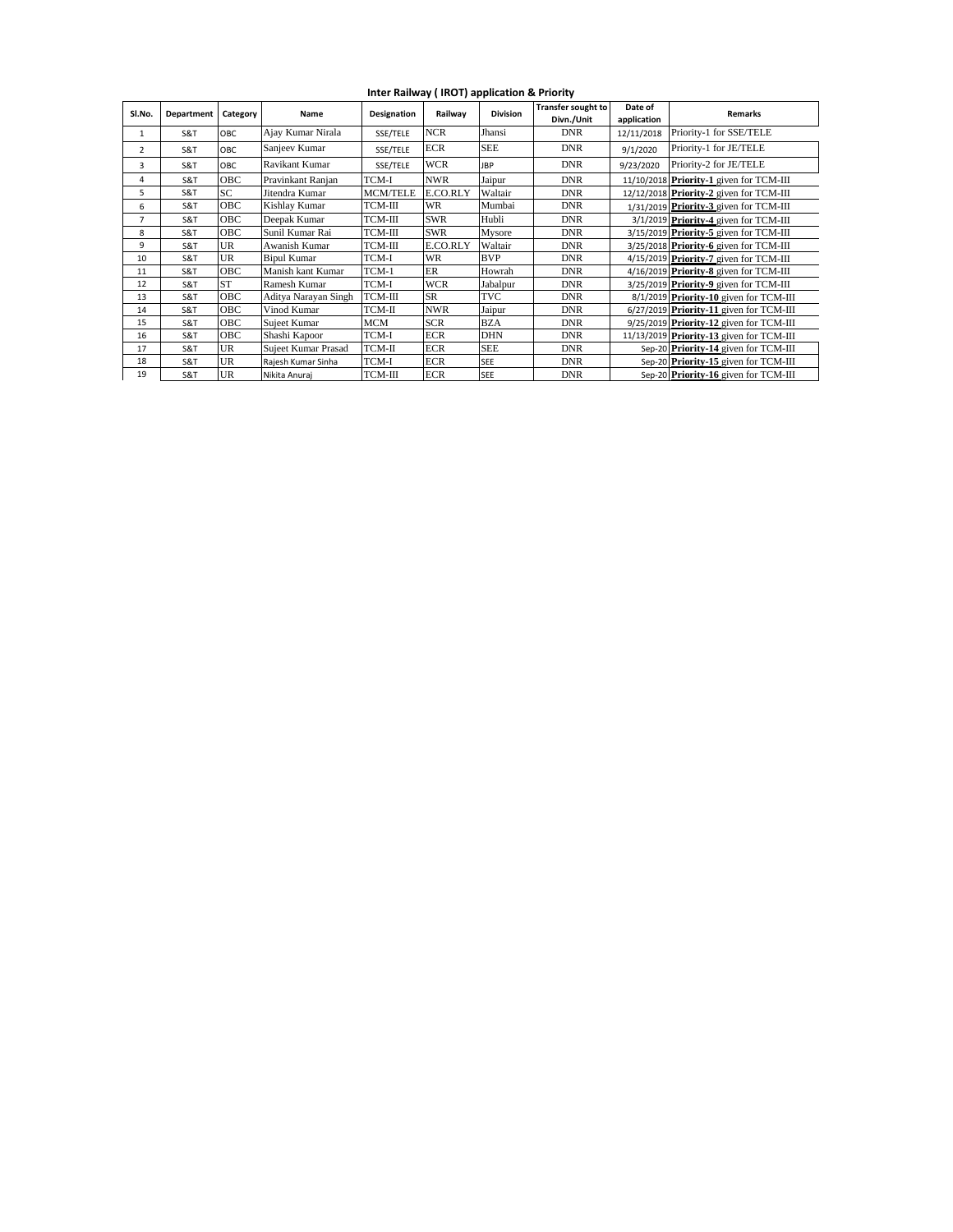**Inter Railway ( IROT) application & Priority**

| Sl.No. | Department | Category | Name | Designation | Railway | Division | Transfer sought to Divn./Unit | Date of application | Remarks |
|---|---|---|---|---|---|---|---|---|---|
| 1 | S&T | OBC | Ajay Kumar Nirala | SSE/TELE | NCR | Jhansi | DNR | 12/11/2018 | Priority-1 for SSE/TELE |
| 2 | S&T | OBC | Sanjeev Kumar | SSE/TELE | ECR | SEE | DNR | 9/1/2020 | Priority-1 for JE/TELE |
| 3 | S&T | OBC | Ravikant Kumar | SSE/TELE | WCR | JBP | DNR | 9/23/2020 | Priority-2 for JE/TELE |
| 4 | S&T | OBC | Pravinkant Ranjan | TCM-I | NWR | Jaipur | DNR | 11/10/2018 | **Priority-1** given for TCM-III |
| 5 | S&T | SC | Jitendra Kumar | MCM/TELE | E.CO.RLY | Waltair | DNR | 12/12/2018 | **Priority-2** given for TCM-III |
| 6 | S&T | OBC | Kishlay Kumar | TCM-III | WR | Mumbai | DNR | 1/31/2019 | **Priority-3** given for TCM-III |
| 7 | S&T | OBC | Deepak Kumar | TCM-III | SWR | Hubli | DNR | 3/1/2019 | **Priority-4** given for TCM-III |
| 8 | S&T | OBC | Sunil Kumar Rai | TCM-III | SWR | Mysore | DNR | 3/15/2019 | **Priority-5** given for TCM-III |
| 9 | S&T | UR | Awanish Kumar | TCM-III | E.CO.RLY | Waltair | DNR | 3/25/2018 | **Priority-6** given for TCM-III |
| 10 | S&T | UR | Bipul Kumar | TCM-I | WR | BVP | DNR | 4/15/2019 | **Priority-7** given for TCM-III |
| 11 | S&T | OBC | Manish kant Kumar | TCM-1 | ER | Howrah | DNR | 4/16/2019 | **Priority-8** given for TCM-III |
| 12 | S&T | ST | Ramesh Kumar | TCM-I | WCR | Jabalpur | DNR | 3/25/2019 | **Priority-9** given for TCM-III |
| 13 | S&T | OBC | Aditya Narayan Singh | TCM-III | SR | TVC | DNR | 8/1/2019 | **Priority-10** given for TCM-III |
| 14 | S&T | OBC | Vinod Kumar | TCM-II | NWR | Jaipur | DNR | 6/27/2019 | **Priority-11** given for TCM-III |
| 15 | S&T | OBC | Sujeet Kumar | MCM | SCR | BZA | DNR | 9/25/2019 | **Priority-12** given for TCM-III |
| 16 | S&T | OBC | Shashi Kapoor | TCM-I | ECR | DHN | DNR | 11/13/2019 | **Priority-13** given for TCM-III |
| 17 | S&T | UR | Sujeet Kumar Prasad | TCM-II | ECR | SEE | DNR | Sep-20 | **Priority-14** given for TCM-III |
| 18 | S&T | UR | Rajesh Kumar Sinha | TCM-I | ECR | SEE | DNR | Sep-20 | **Priority-15** given for TCM-III |
| 19 | S&T | UR | Nikita Anuraj | TCM-III | ECR | SEE | DNR | Sep-20 | **Priority-16** given for TCM-III |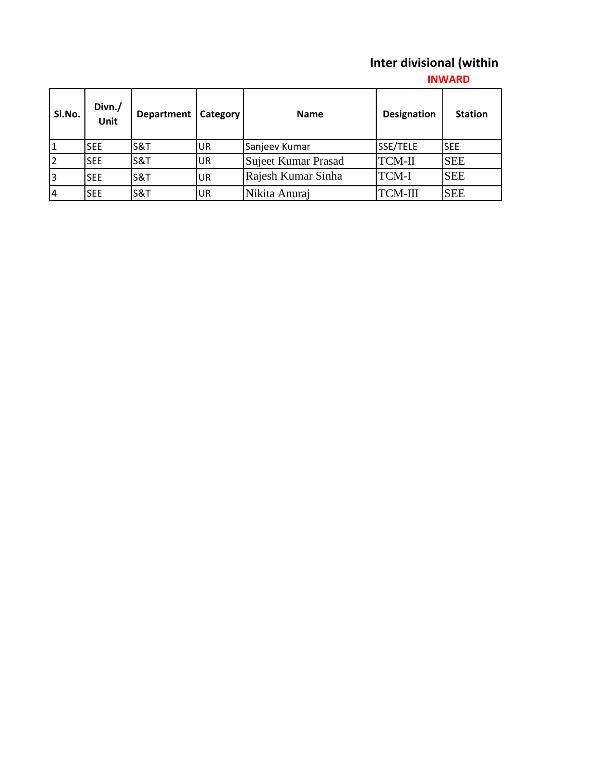## Inter divisional (within

**INWARD**

| Sl.No. | Divn./ Unit | Department | Category | Name | Designation | Station |
|---|---|---|---|---|---|---|
| 1 | SEE | S&T | UR | Sanjeev Kumar | SSE/TELE | SEE |
| 2 | SEE | S&T | UR | Sujeet Kumar Prasad | TCM-II | SEE |
| 3 | SEE | S&T | UR | Rajesh Kumar Sinha | TCM-I | SEE |
| 4 | SEE | S&T | UR | Nikita Anuraj | TCM-III | SEE |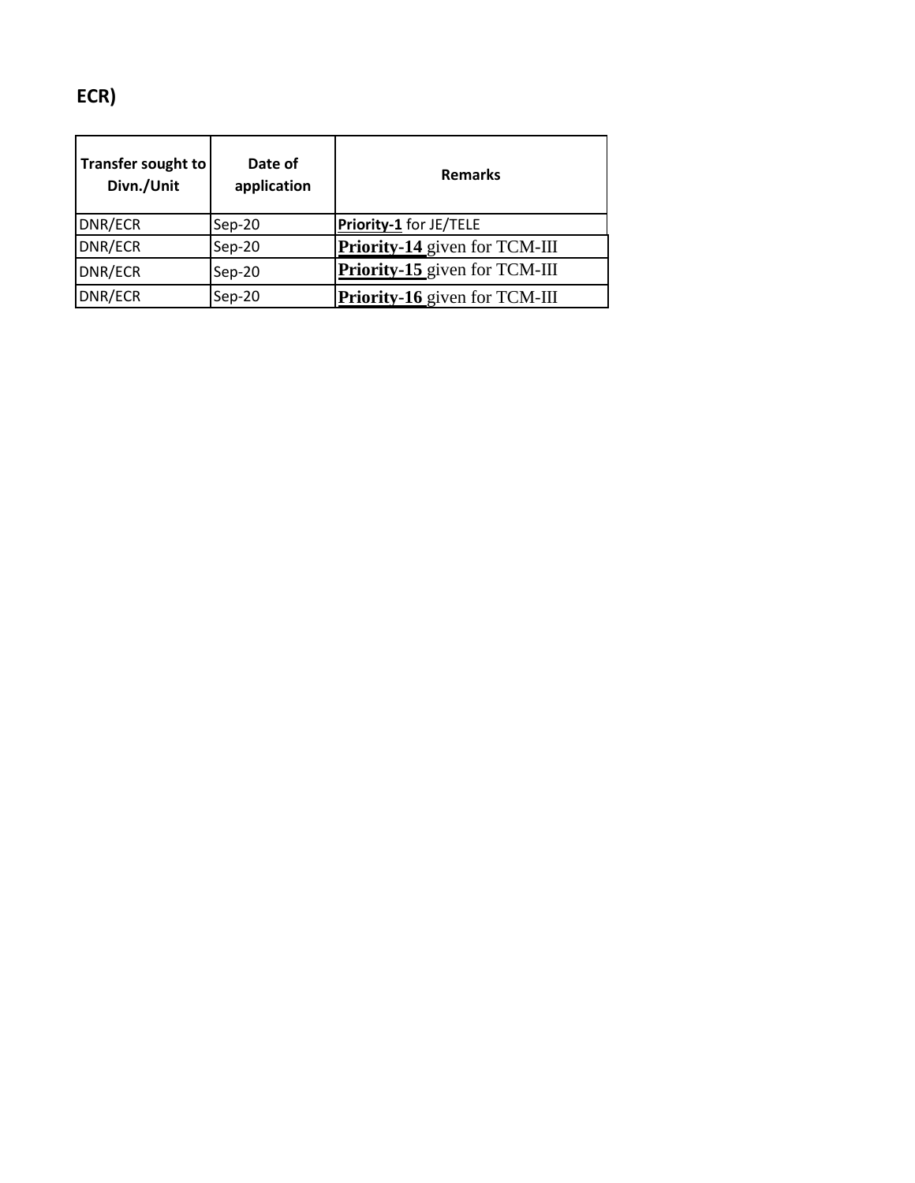**ECR)**

| Transfer sought to Divn./Unit | Date of application | Remarks |
|---|---|---|
| DNR/ECR | Sep-20 | **Priority-1** for JE/TELE |
| DNR/ECR | Sep-20 | **Priority-14** given for TCM-III |
| DNR/ECR | Sep-20 | **Priority-15** given for TCM-III |
| DNR/ECR | Sep-20 | **Priority-16** given for TCM-III |